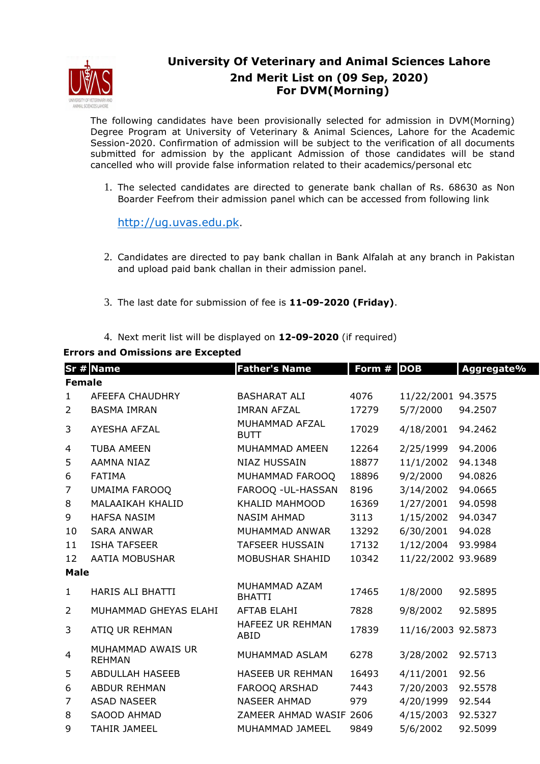# University Of Veterinary and Animal Sciences Lahore

## 2nd Merit List on (09 Sep, 2020)
## For DVM(Morning)

The following candidates have been provisionally selected for admission in DVM(Morning) Degree Program at University of Veterinary & Animal Sciences, Lahore for the Academic Session-2020. Confirmation of admission will be subject to the verification of all documents submitted for admission by the applicant Admission of those candidates will be stand cancelled who will provide false information related to their academics/personal etc

1. The selected candidates are directed to generate bank challan of Rs. 68630 as Non Boarder Feefrom their admission panel which can be accessed from following link

   http://ug.uvas.edu.pk.

2. Candidates are directed to pay bank challan in Bank Alfalah at any branch in Pakistan and upload paid bank challan in their admission panel.

3. The last date for submission of fee is **11-09-2020 (Friday)**.

4. Next merit list will be displayed on **12-09-2020** (if required)

**Errors and Omissions are Excepted**

| Sr # | Name | Father's Name | Form # | DOB | Aggregate% |
|---|---|---|---|---|---|
| **Female** | | | | | |
| 1 | AFEEFA CHAUDHRY | BASHARAT ALI | 4076 | 11/22/2001 | 94.3575 |
| 2 | BASMA IMRAN | IMRAN AFZAL | 17279 | 5/7/2000 | 94.2507 |
| 3 | AYESHA AFZAL | MUHAMMAD AFZAL BUTT | 17029 | 4/18/2001 | 94.2462 |
| 4 | TUBA AMEEN | MUHAMMAD AMEEN | 12264 | 2/25/1999 | 94.2006 |
| 5 | AAMNA NIAZ | NIAZ HUSSAIN | 18877 | 11/1/2002 | 94.1348 |
| 6 | FATIMA | MUHAMMAD FAROOQ | 18896 | 9/2/2000 | 94.0826 |
| 7 | UMAIMA FAROOQ | FAROOQ -UL-HASSAN | 8196 | 3/14/2002 | 94.0665 |
| 8 | MALAAIKAH KHALID | KHALID MAHMOOD | 16369 | 1/27/2001 | 94.0598 |
| 9 | HAFSA NASIM | NASIM AHMAD | 3113 | 1/15/2002 | 94.0347 |
| 10 | SARA ANWAR | MUHAMMAD ANWAR | 13292 | 6/30/2001 | 94.028 |
| 11 | ISHA TAFSEER | TAFSEER HUSSAIN | 17132 | 1/12/2004 | 93.9984 |
| 12 | AATIA MOBUSHAR | MOBUSHAR SHAHID | 10342 | 11/22/2002 | 93.9689 |
| **Male** | | | | | |
| 1 | HARIS ALI BHATTI | MUHAMMAD AZAM BHATTI | 17465 | 1/8/2000 | 92.5895 |
| 2 | MUHAMMAD GHEYAS ELAHI | AFTAB ELAHI | 7828 | 9/8/2002 | 92.5895 |
| 3 | ATIQ UR REHMAN | HAFEEZ UR REHMAN ABID | 17839 | 11/16/2003 | 92.5873 |
| 4 | MUHAMMAD AWAIS UR REHMAN | MUHAMMAD ASLAM | 6278 | 3/28/2002 | 92.5713 |
| 5 | ABDULLAH HASEEB | HASEEB UR REHMAN | 16493 | 4/11/2001 | 92.56 |
| 6 | ABDUR REHMAN | FAROOQ ARSHAD | 7443 | 7/20/2003 | 92.5578 |
| 7 | ASAD NASEER | NASEER AHMAD | 979 | 4/20/1999 | 92.544 |
| 8 | SAOOD AHMAD | ZAMEER AHMAD WASIF | 2606 | 4/15/2003 | 92.5327 |
| 9 | TAHIR JAMEEL | MUHAMMAD JAMEEL | 9849 | 5/6/2002 | 92.5099 |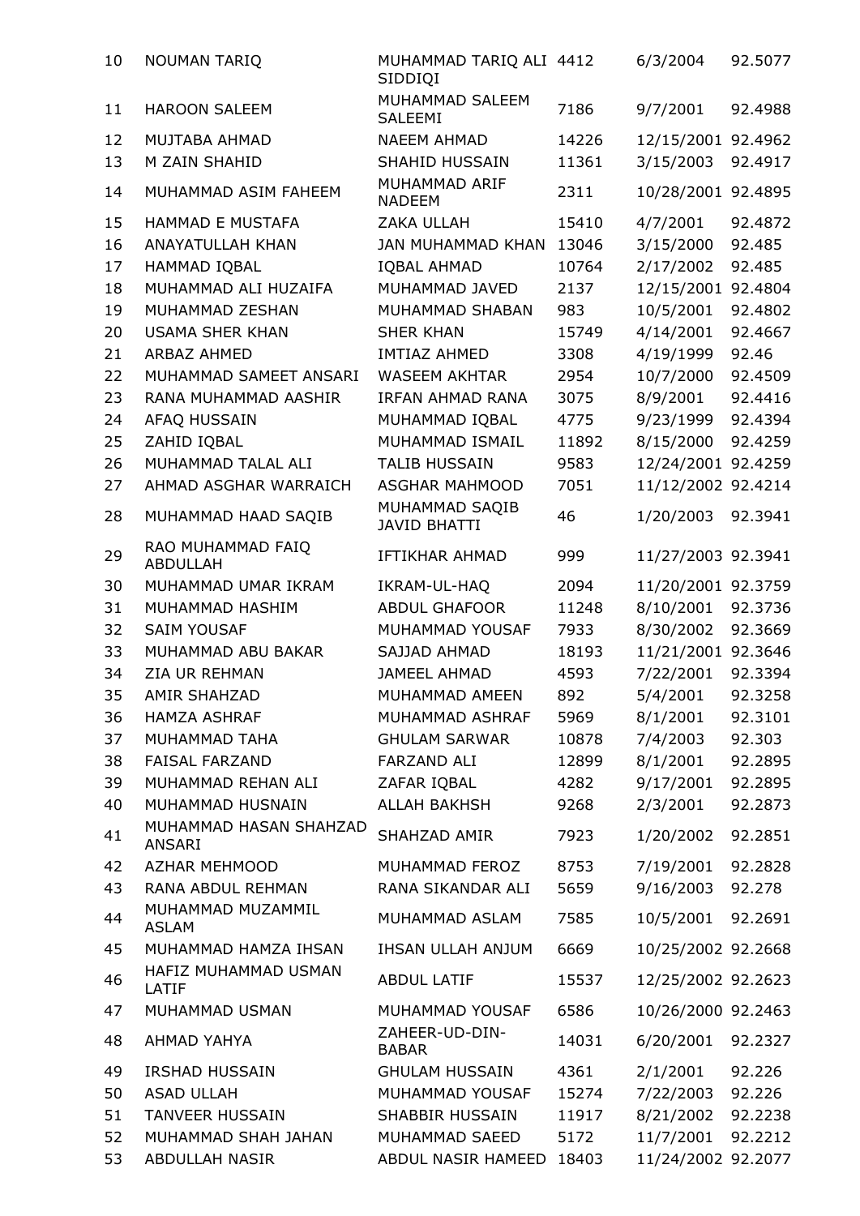| 10 | NOUMAN TARIQ | MUHAMMAD TARIQ ALI SIDDIQI | 4412 | 6/3/2004 | 92.5077 |
|---|---|---|---|---|---|
| 11 | HAROON SALEEM | MUHAMMAD SALEEM SALEEMI | 7186 | 9/7/2001 | 92.4988 |
| 12 | MUJTABA AHMAD | NAEEM AHMAD | 14226 | 12/15/2001 | 92.4962 |
| 13 | M ZAIN SHAHID | SHAHID HUSSAIN | 11361 | 3/15/2003 | 92.4917 |
| 14 | MUHAMMAD ASIM FAHEEM | MUHAMMAD ARIF NADEEM | 2311 | 10/28/2001 | 92.4895 |
| 15 | HAMMAD E MUSTAFA | ZAKA ULLAH | 15410 | 4/7/2001 | 92.4872 |
| 16 | ANAYATULLAH KHAN | JAN MUHAMMAD KHAN | 13046 | 3/15/2000 | 92.485 |
| 17 | HAMMAD IQBAL | IQBAL AHMAD | 10764 | 2/17/2002 | 92.485 |
| 18 | MUHAMMAD ALI HUZAIFA | MUHAMMAD JAVED | 2137 | 12/15/2001 | 92.4804 |
| 19 | MUHAMMAD ZESHAN | MUHAMMAD SHABAN | 983 | 10/5/2001 | 92.4802 |
| 20 | USAMA SHER KHAN | SHER KHAN | 15749 | 4/14/2001 | 92.4667 |
| 21 | ARBAZ AHMED | IMTIAZ AHMED | 3308 | 4/19/1999 | 92.46 |
| 22 | MUHAMMAD SAMEET ANSARI | WASEEM AKHTAR | 2954 | 10/7/2000 | 92.4509 |
| 23 | RANA MUHAMMAD AASHIR | IRFAN AHMAD RANA | 3075 | 8/9/2001 | 92.4416 |
| 24 | AFAQ HUSSAIN | MUHAMMAD IQBAL | 4775 | 9/23/1999 | 92.4394 |
| 25 | ZAHID IQBAL | MUHAMMAD ISMAIL | 11892 | 8/15/2000 | 92.4259 |
| 26 | MUHAMMAD TALAL ALI | TALIB HUSSAIN | 9583 | 12/24/2001 | 92.4259 |
| 27 | AHMAD ASGHAR WARRAICH | ASGHAR MAHMOOD | 7051 | 11/12/2002 | 92.4214 |
| 28 | MUHAMMAD HAAD SAQIB | MUHAMMAD SAQIB JAVID BHATTI | 46 | 1/20/2003 | 92.3941 |
| 29 | RAO MUHAMMAD FAIQ ABDULLAH | IFTIKHAR AHMAD | 999 | 11/27/2003 | 92.3941 |
| 30 | MUHAMMAD UMAR IKRAM | IKRAM-UL-HAQ | 2094 | 11/20/2001 | 92.3759 |
| 31 | MUHAMMAD HASHIM | ABDUL GHAFOOR | 11248 | 8/10/2001 | 92.3736 |
| 32 | SAIM YOUSAF | MUHAMMAD YOUSAF | 7933 | 8/30/2002 | 92.3669 |
| 33 | MUHAMMAD ABU BAKAR | SAJJAD AHMAD | 18193 | 11/21/2001 | 92.3646 |
| 34 | ZIA UR REHMAN | JAMEEL AHMAD | 4593 | 7/22/2001 | 92.3394 |
| 35 | AMIR SHAHZAD | MUHAMMAD AMEEN | 892 | 5/4/2001 | 92.3258 |
| 36 | HAMZA ASHRAF | MUHAMMAD ASHRAF | 5969 | 8/1/2001 | 92.3101 |
| 37 | MUHAMMAD TAHA | GHULAM SARWAR | 10878 | 7/4/2003 | 92.303 |
| 38 | FAISAL FARZAND | FARZAND ALI | 12899 | 8/1/2001 | 92.2895 |
| 39 | MUHAMMAD REHAN ALI | ZAFAR IQBAL | 4282 | 9/17/2001 | 92.2895 |
| 40 | MUHAMMAD HUSNAIN | ALLAH BAKHSH | 9268 | 2/3/2001 | 92.2873 |
| 41 | MUHAMMAD HASAN SHAHZAD ANSARI | SHAHZAD AMIR | 7923 | 1/20/2002 | 92.2851 |
| 42 | AZHAR MEHMOOD | MUHAMMAD FEROZ | 8753 | 7/19/2001 | 92.2828 |
| 43 | RANA ABDUL REHMAN | RANA SIKANDAR ALI | 5659 | 9/16/2003 | 92.278 |
| 44 | MUHAMMAD MUZAMMIL ASLAM | MUHAMMAD ASLAM | 7585 | 10/5/2001 | 92.2691 |
| 45 | MUHAMMAD HAMZA IHSAN | IHSAN ULLAH ANJUM | 6669 | 10/25/2002 | 92.2668 |
| 46 | HAFIZ MUHAMMAD USMAN LATIF | ABDUL LATIF | 15537 | 12/25/2002 | 92.2623 |
| 47 | MUHAMMAD USMAN | MUHAMMAD YOUSAF | 6586 | 10/26/2000 | 92.2463 |
| 48 | AHMAD YAHYA | ZAHEER-UD-DIN-BABAR | 14031 | 6/20/2001 | 92.2327 |
| 49 | IRSHAD HUSSAIN | GHULAM HUSSAIN | 4361 | 2/1/2001 | 92.226 |
| 50 | ASAD ULLAH | MUHAMMAD YOUSAF | 15274 | 7/22/2003 | 92.226 |
| 51 | TANVEER HUSSAIN | SHABBIR HUSSAIN | 11917 | 8/21/2002 | 92.2238 |
| 52 | MUHAMMAD SHAH JAHAN | MUHAMMAD SAEED | 5172 | 11/7/2001 | 92.2212 |
| 53 | ABDULLAH NASIR | ABDUL NASIR HAMEED | 18403 | 11/24/2002 | 92.2077 |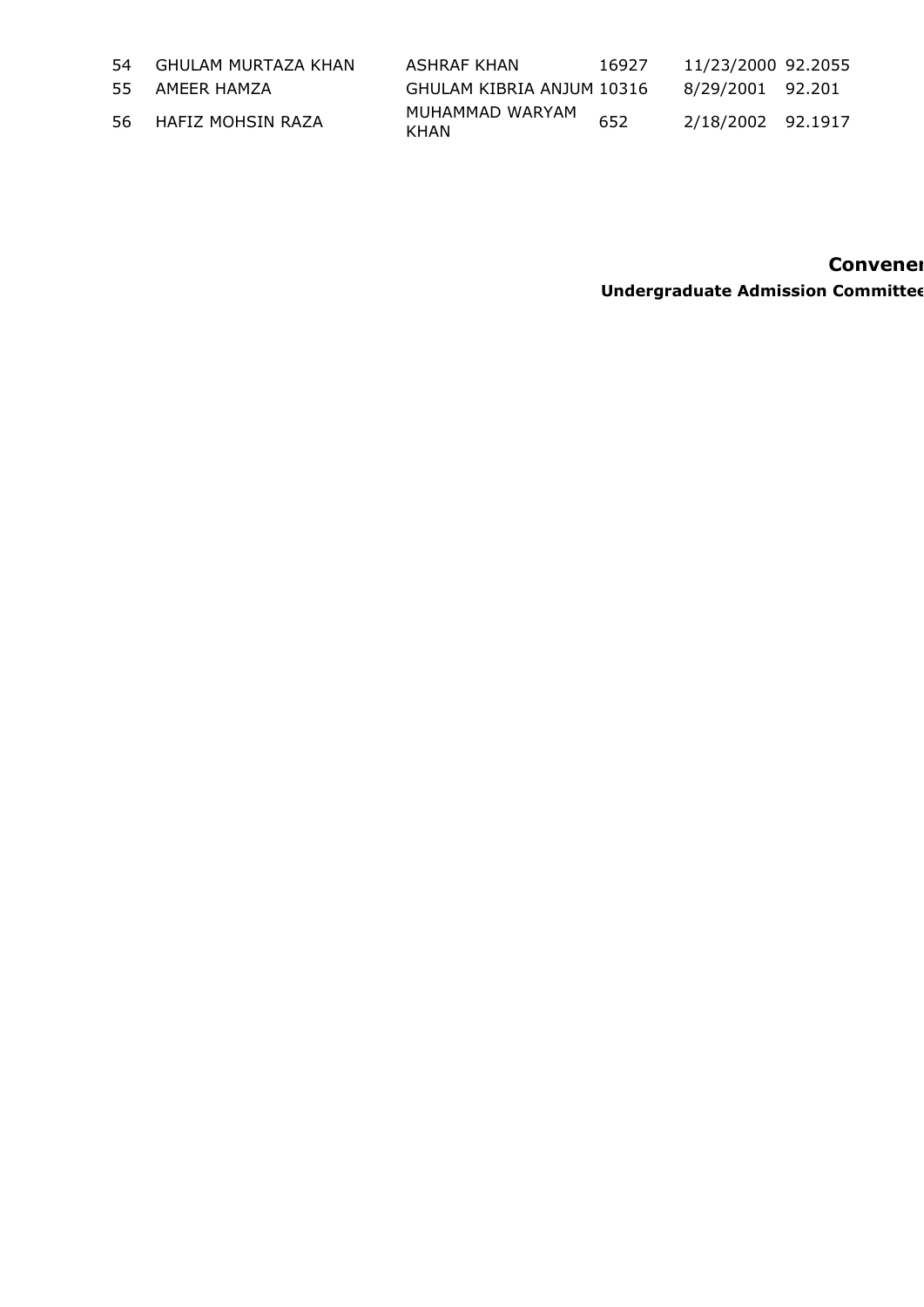| | | | | | |
|---|---|---|---|---|---|
| 54 | GHULAM MURTAZA KHAN | ASHRAF KHAN | 16927 | 11/23/2000 | 92.2055 |
| 55 | AMEER HAMZA | GHULAM KIBRIA ANJUM | 10316 | 8/29/2001 | 92.201 |
| 56 | HAFIZ MOHSIN RAZA | MUHAMMAD WARYAM KHAN | 652 | 2/18/2002 | 92.1917 |

**Convener**

**Undergraduate Admission Committee**